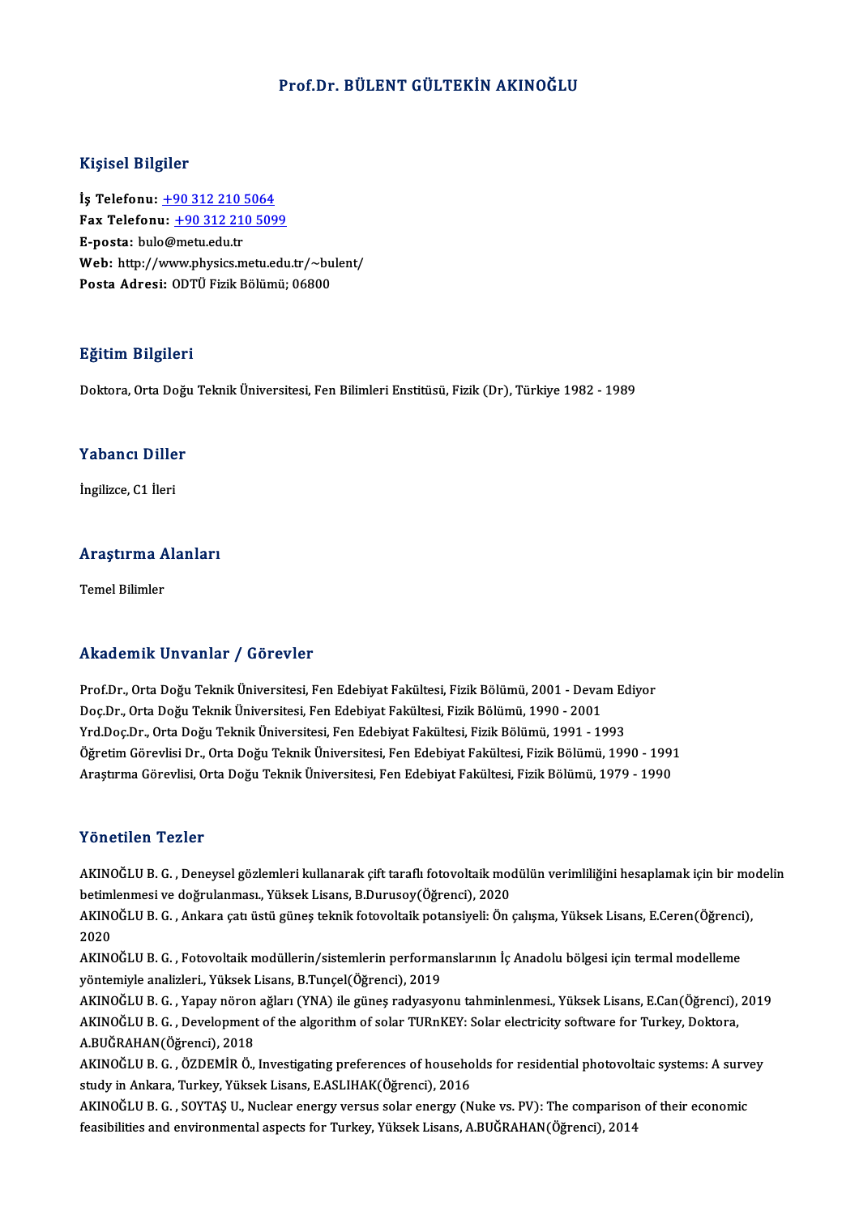# Prof.Dr. BÜLENT GÜLTEKİN AKINOĞLU

## Kişisel Bilgiler

**İş Telefonu:** +90 312 210 5064
**Fax Telefonu:** +90 312 210 5099
**E-posta:** bulo@metu.edu.tr
**Web:** http://www.physics.metu.edu.tr/~bulent/
**Posta Adresi:** ODTÜ Fizik Bölümü; 06800

## Eğitim Bilgileri

Doktora, Orta Doğu Teknik Üniversitesi, Fen Bilimleri Enstitüsü, Fizik (Dr), Türkiye 1982 - 1989

## Yabancı Diller

İngilizce, C1 İleri

## Araştırma Alanları

Temel Bilimler

## Akademik Unvanlar / Görevler

Prof.Dr., Orta Doğu Teknik Üniversitesi, Fen Edebiyat Fakültesi, Fizik Bölümü, 2001 - Devam Ediyor
Doç.Dr., Orta Doğu Teknik Üniversitesi, Fen Edebiyat Fakültesi, Fizik Bölümü, 1990 - 2001
Yrd.Doç.Dr., Orta Doğu Teknik Üniversitesi, Fen Edebiyat Fakültesi, Fizik Bölümü, 1991 - 1993
Öğretim Görevlisi Dr., Orta Doğu Teknik Üniversitesi, Fen Edebiyat Fakültesi, Fizik Bölümü, 1990 - 1991
Araştırma Görevlisi, Orta Doğu Teknik Üniversitesi, Fen Edebiyat Fakültesi, Fizik Bölümü, 1979 - 1990

## Yönetilen Tezler

AKINOĞLU B. G. , Deneysel gözlemleri kullanarak çift taraflı fotovoltaik modülün verimliliğini hesaplamak için bir modelin betimlenmesi ve doğrulanması., Yüksek Lisans, B.Durusoy(Öğrenci), 2020
AKINOĞLU B. G. , Ankara çatı üstü güneş teknik fotovoltaik potansiyeli: Ön çalışma, Yüksek Lisans, E.Ceren(Öğrenci), 2020
AKINOĞLU B. G. , Fotovoltaik modüllerin/sistemlerin performanslarının İç Anadolu bölgesi için termal modelleme yöntemiyle analizleri., Yüksek Lisans, B.Tunçel(Öğrenci), 2019
AKINOĞLU B. G. , Yapay nöron ağları (YNA) ile güneş radyasyonu tahminlenmesi., Yüksek Lisans, E.Can(Öğrenci), 2019
AKINOĞLU B. G. , Development of the algorithm of solar TURnKEY: Solar electricity software for Turkey, Doktora, A.BUĞRAHAN(Öğrenci), 2018
AKINOĞLU B. G. , ÖZDEMİR Ö., Investigating preferences of households for residential photovoltaic systems: A survey study in Ankara, Turkey, Yüksek Lisans, E.ASLIHAK(Öğrenci), 2016
AKINOĞLU B. G. , SOYTAŞ U., Nuclear energy versus solar energy (Nuke vs. PV): The comparison of their economic feasibilities and environmental aspects for Turkey, Yüksek Lisans, A.BUĞRAHAN(Öğrenci), 2014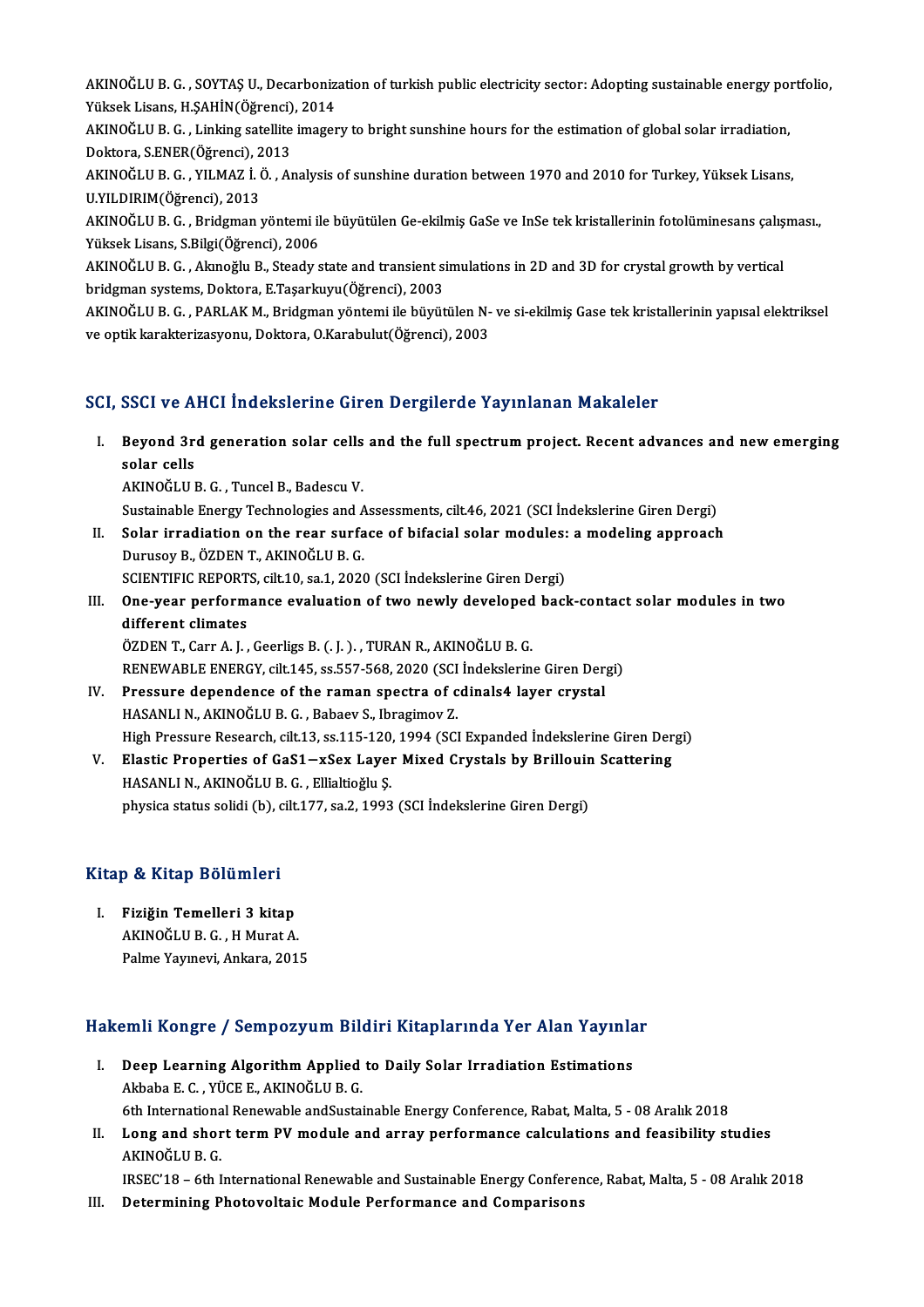AKINOĞLU B. G. , SOYTAŞ U., Decarbonization of turkish public electricity sector: Adopting sustainable energy portfolio, Yüksek Lisans, H.ŞAHİN(Öğrenci), 2014

AKINOĞLU B. G. , Linking satellite imagery to bright sunshine hours for the estimation of global solar irradiation, Doktora, S.ENER(Öğrenci), 2013

AKINOĞLU B. G. , YILMAZ İ. Ö. , Analysis of sunshine duration between 1970 and 2010 for Turkey, Yüksek Lisans, U.YILDIRIM(Öğrenci), 2013

AKINOĞLU B. G. , Bridgman yöntemi ile büyütülen Ge-ekilmiş GaSe ve InSe tek kristallerinin fotolüminesans çalışması., Yüksek Lisans, S.Bilgi(Öğrenci), 2006

AKINOĞLU B. G. , Akınoğlu B., Steady state and transient simulations in 2D and 3D for crystal growth by vertical bridgman systems, Doktora, E.Taşarkuyu(Öğrenci), 2003

AKINOĞLU B. G. , PARLAK M., Bridgman yöntemi ile büyütülen N- ve si-ekilmiş Gase tek kristallerinin yapısal elektriksel ve optik karakterizasyonu, Doktora, O.Karabulut(Öğrenci), 2003

## SCI, SSCI ve AHCI İndekslerine Giren Dergilerde Yayınlanan Makaleler

I. **Beyond 3rd generation solar cells and the full spectrum project. Recent advances and new emerging solar cells**
AKINOĞLU B. G. , Tuncel B., Badescu V.
Sustainable Energy Technologies and Assessments, cilt.46, 2021 (SCI İndekslerine Giren Dergi)

II. **Solar irradiation on the rear surface of bifacial solar modules: a modeling approach**
Durusoy B., ÖZDEN T., AKINOĞLU B. G.
SCIENTIFIC REPORTS, cilt.10, sa.1, 2020 (SCI İndekslerine Giren Dergi)

III. **One-year performance evaluation of two newly developed back-contact solar modules in two different climates**
ÖZDEN T., Carr A. J. , Geerligs B. ( J. ). , TURAN R., AKINOĞLU B. G.
RENEWABLE ENERGY, cilt.145, ss.557-568, 2020 (SCI İndekslerine Giren Dergi)

IV. **Pressure dependence of the raman spectra of cdinals4 layer crystal**
HASANLI N., AKINOĞLU B. G. , Babaev S., Ibragimov Z.
High Pressure Research, cilt.13, ss.115-120, 1994 (SCI Expanded İndekslerine Giren Dergi)

V. **Elastic Properties of GaS1−xSex Layer Mixed Crystals by Brillouin Scattering**
HASANLI N., AKINOĞLU B. G. , Ellialtioğlu Ş.
physica status solidi (b), cilt.177, sa.2, 1993 (SCI İndekslerine Giren Dergi)

## Kitap & Kitap Bölümleri

I. **Fiziğin Temelleri 3 kitap**
AKINOĞLU B. G. , H Murat A.
Palme Yayınevi, Ankara, 2015

## Hakemli Kongre / Sempozyum Bildiri Kitaplarında Yer Alan Yayınlar

I. **Deep Learning Algorithm Applied to Daily Solar Irradiation Estimations**
Akbaba E. C. , YÜCE E., AKINOĞLU B. G.
6th International Renewable andSustainable Energy Conference, Rabat, Malta, 5 - 08 Aralık 2018

II. **Long and short term PV module and array performance calculations and feasibility studies**
AKINOĞLU B. G.
IRSEC'18 – 6th International Renewable and Sustainable Energy Conference, Rabat, Malta, 5 - 08 Aralık 2018

III. **Determining Photovoltaic Module Performance and Comparisons**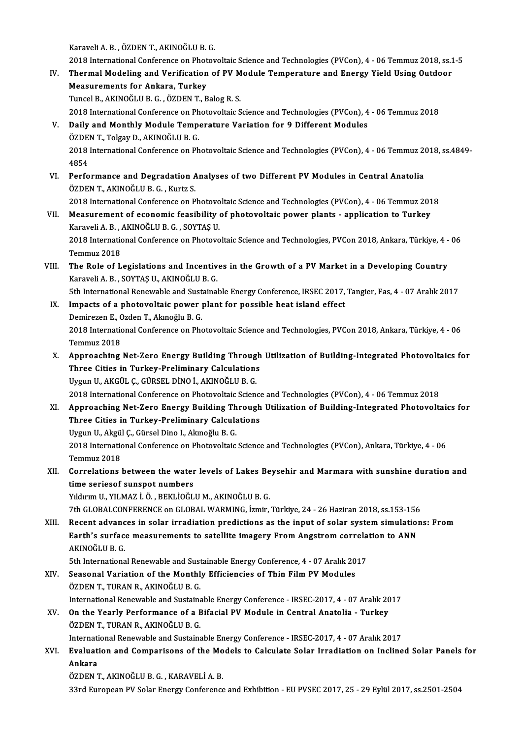Karaveli A. B. , ÖZDEN T., AKINOĞLU B. G.
2018 International Conference on Photovoltaic Science and Technologies (PVCon), 4 - 06 Temmuz 2018, ss.1-5

IV. **Thermal Modeling and Verification of PV Module Temperature and Energy Yield Using Outdoor Measurements for Ankara, Turkey**
Tuncel B., AKINOĞLU B. G. , ÖZDEN T., Balog R. S.
2018 International Conference on Photovoltaic Science and Technologies (PVCon), 4 - 06 Temmuz 2018

V. **Daily and Monthly Module Temperature Variation for 9 Different Modules**
ÖZDEN T., Tolgay D., AKINOĞLU B. G.
2018 International Conference on Photovoltaic Science and Technologies (PVCon), 4 - 06 Temmuz 2018, ss.4849-4854

VI. **Performance and Degradation Analyses of two Different PV Modules in Central Anatolia**
ÖZDEN T., AKINOĞLU B. G. , Kurtz S.
2018 International Conference on Photovoltaic Science and Technologies (PVCon), 4 - 06 Temmuz 2018

VII. **Measurement of economic feasibility of photovoltaic power plants - application to Turkey**
Karaveli A. B. , AKINOĞLU B. G. , SOYTAŞ U.
2018 International Conference on Photovoltaic Science and Technologies, PVCon 2018, Ankara, Türkiye, 4 - 06 Temmuz 2018

VIII. **The Role of Legislations and Incentives in the Growth of a PV Market in a Developing Country**
Karaveli A. B. , SOYTAŞ U., AKINOĞLU B. G.
5th International Renewable and Sustainable Energy Conference, IRSEC 2017, Tangier, Fas, 4 - 07 Aralık 2017

IX. **Impacts of a photovoltaic power plant for possible heat island effect**
Demirezen E., Ozden T., Akınoğlu B. G.
2018 International Conference on Photovoltaic Science and Technologies, PVCon 2018, Ankara, Türkiye, 4 - 06 Temmuz 2018

X. **Approaching Net-Zero Energy Building Through Utilization of Building-Integrated Photovoltaics for Three Cities in Turkey-Preliminary Calculations**
Uygun U., AKGÜL Ç., GÜRSEL DİNO İ., AKINOĞLU B. G.
2018 International Conference on Photovoltaic Science and Technologies (PVCon), 4 - 06 Temmuz 2018

XI. **Approaching Net-Zero Energy Building Through Utilization of Building-Integrated Photovoltaics for Three Cities in Turkey-Preliminary Calculations**
Uygun U., Akgül Ç., Gürsel Dino I., Akınoğlu B. G.
2018 International Conference on Photovoltaic Science and Technologies (PVCon), Ankara, Türkiye, 4 - 06 Temmuz 2018

XII. **Correlations between the water levels of Lakes Beysehir and Marmara with sunshine duration and time seriesof sunspot numbers**
Yıldırım U., YILMAZ İ. Ö. , BEKLİOĞLU M., AKINOĞLU B. G.
7th GLOBALCONFERENCE on GLOBAL WARMING, İzmir, Türkiye, 24 - 26 Haziran 2018, ss.153-156

XIII. **Recent advances in solar irradiation predictions as the input of solar system simulations: From Earth's surface measurements to satellite imagery From Angstrom correlation to ANN**
AKINOĞLU B. G.
5th International Renewable and Sustainable Energy Conference, 4 - 07 Aralık 2017

XIV. **Seasonal Variation of the Monthly Efficiencies of Thin Film PV Modules**
ÖZDEN T., TURAN R., AKINOĞLU B. G.
International Renewable and Sustainable Energy Conference - IRSEC-2017, 4 - 07 Aralık 2017

XV. **On the Yearly Performance of a Bifacial PV Module in Central Anatolia - Turkey**
ÖZDEN T., TURAN R., AKINOĞLU B. G.
International Renewable and Sustainable Energy Conference - IRSEC-2017, 4 - 07 Aralık 2017

XVI. **Evaluation and Comparisons of the Models to Calculate Solar Irradiation on Inclined Solar Panels for Ankara**
ÖZDEN T., AKINOĞLU B. G. , KARAVELİ A. B.
33rd European PV Solar Energy Conference and Exhibition - EU PVSEC 2017, 25 - 29 Eylül 2017, ss.2501-2504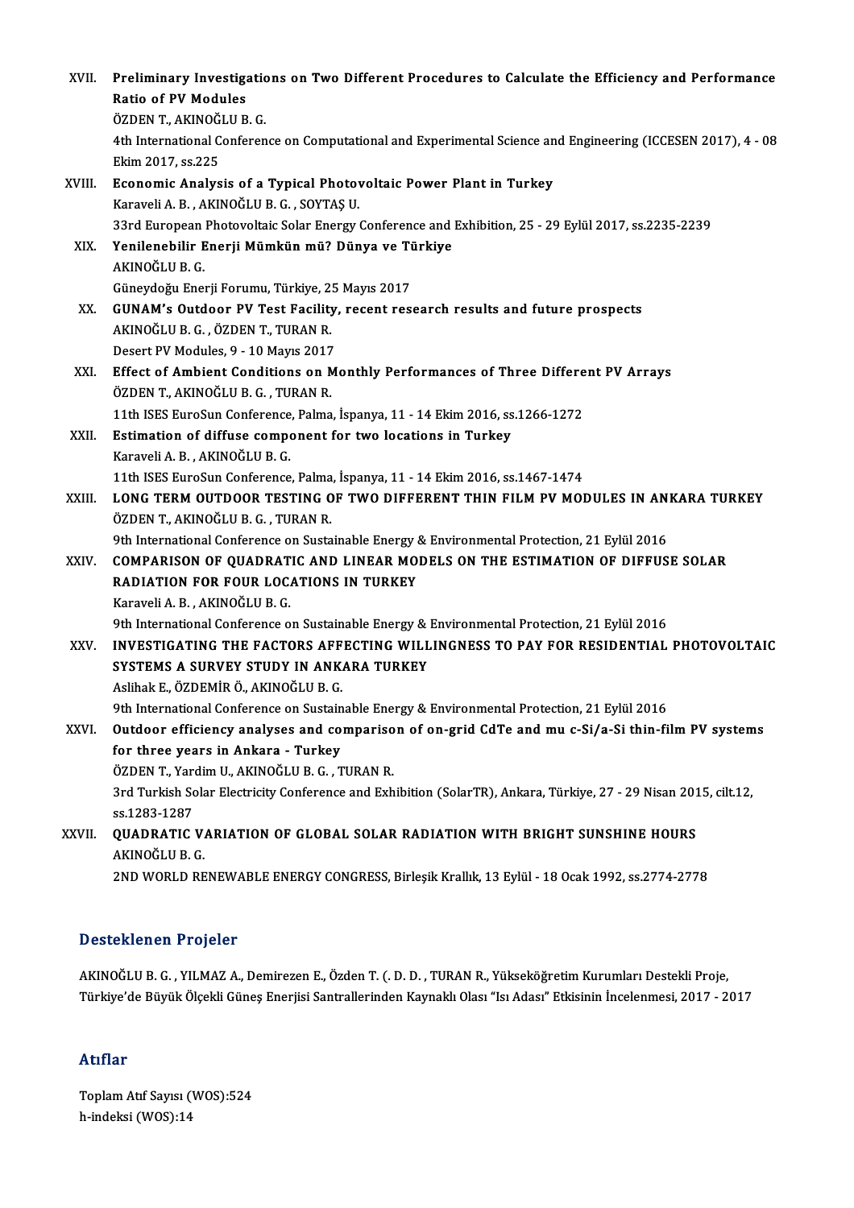XVII. **Preliminary Investigations on Two Different Procedures to Calculate the Efficiency and Performance Ratio of PV Modules**
ÖZDEN T., AKINOĞLU B. G.
4th International Conference on Computational and Experimental Science and Engineering (ICCESEN 2017), 4 - 08 Ekim 2017, ss.225

XVIII. **Economic Analysis of a Typical Photovoltaic Power Plant in Turkey**
Karaveli A. B. , AKINOĞLU B. G. , SOYTAŞ U.
33rd European Photovoltaic Solar Energy Conference and Exhibition, 25 - 29 Eylül 2017, ss.2235-2239

XIX. **Yenilenebilir Enerji Mümkün mü? Dünya ve Türkiye**
AKINOĞLU B. G.
Güneydoğu Enerji Forumu, Türkiye, 25 Mayıs 2017

XX. **GUNAM's Outdoor PV Test Facility, recent research results and future prospects**
AKINOĞLU B. G. , ÖZDEN T., TURAN R.
Desert PV Modules, 9 - 10 Mayıs 2017

XXI. **Effect of Ambient Conditions on Monthly Performances of Three Different PV Arrays**
ÖZDEN T., AKINOĞLU B. G. , TURAN R.
11th ISES EuroSun Conference, Palma, İspanya, 11 - 14 Ekim 2016, ss.1266-1272

XXII. **Estimation of diffuse component for two locations in Turkey**
Karaveli A. B. , AKINOĞLU B. G.
11th ISES EuroSun Conference, Palma, İspanya, 11 - 14 Ekim 2016, ss.1467-1474

XXIII. **LONG TERM OUTDOOR TESTING OF TWO DIFFERENT THIN FILM PV MODULES IN ANKARA TURKEY**
ÖZDEN T., AKINOĞLU B. G. , TURAN R.
9th International Conference on Sustainable Energy & Environmental Protection, 21 Eylül 2016

XXIV. **COMPARISON OF QUADRATIC AND LINEAR MODELS ON THE ESTIMATION OF DIFFUSE SOLAR RADIATION FOR FOUR LOCATIONS IN TURKEY**
Karaveli A. B. , AKINOĞLU B. G.
9th International Conference on Sustainable Energy & Environmental Protection, 21 Eylül 2016

XXV. **INVESTIGATING THE FACTORS AFFECTING WILLINGNESS TO PAY FOR RESIDENTIAL PHOTOVOLTAIC SYSTEMS A SURVEY STUDY IN ANKARA TURKEY**
Aslihak E., ÖZDEMİR Ö., AKINOĞLU B. G.
9th International Conference on Sustainable Energy & Environmental Protection, 21 Eylül 2016

XXVI. **Outdoor efficiency analyses and comparison of on-grid CdTe and mu c-Si/a-Si thin-film PV systems for three years in Ankara - Turkey**
ÖZDEN T., Yardim U., AKINOĞLU B. G. , TURAN R.
3rd Turkish Solar Electricity Conference and Exhibition (SolarTR), Ankara, Türkiye, 27 - 29 Nisan 2015, cilt.12, ss.1283-1287

XXVII. **QUADRATIC VARIATION OF GLOBAL SOLAR RADIATION WITH BRIGHT SUNSHINE HOURS**
AKINOĞLU B. G.
2ND WORLD RENEWABLE ENERGY CONGRESS, Birleşik Krallık, 13 Eylül - 18 Ocak 1992, ss.2774-2778

## Desteklenen Projeler

AKINOĞLU B. G. , YILMAZ A., Demirezen E., Özden T. (. D. D. , TURAN R., Yükseköğretim Kurumları Destekli Proje, Türkiye'de Büyük Ölçekli Güneş Enerjisi Santrallerinden Kaynaklı Olası "Isı Adası" Etkisinin İncelenmesi, 2017 - 2017

## Atıflar

Toplam Atıf Sayısı (WOS):524
h-indeksi (WOS):14